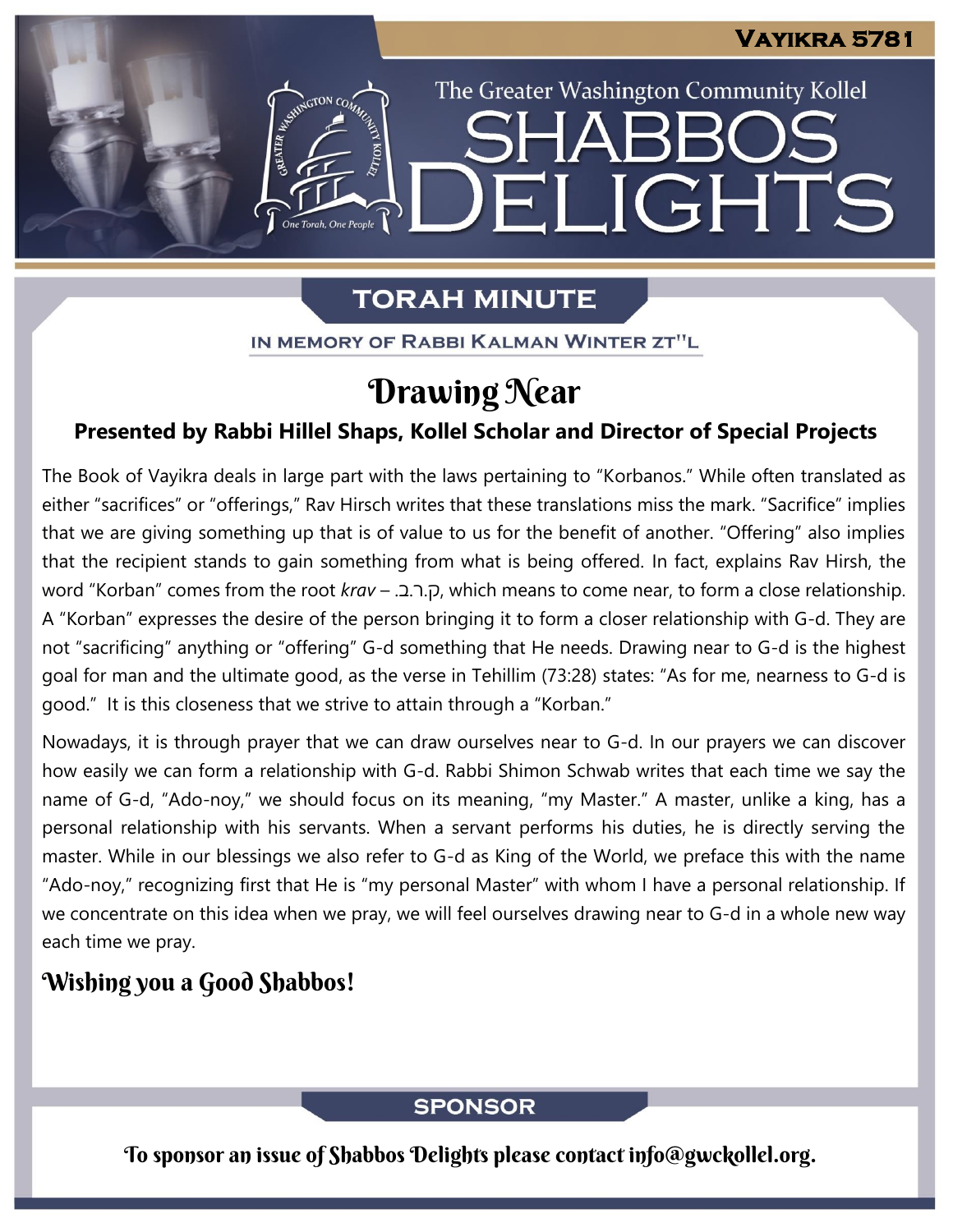# Vayikra 5781

The Greater Washington Community Kollel

# SHABBOS DELIGHTS

## TORAH MINUTE

IN MEMORY OF RABBI KALMAN WINTER ZT"L

# Drawing Near

**Presented by Rabbi Hillel Shaps, Kollel Scholar and Director of Special Projects**

The Book of Vayikra deals in large part with the laws pertaining to "Korbanos." While often translated as either "sacrifices" or "offerings," Rav Hirsch writes that these translations miss the mark. "Sacrifice" implies that we are giving something up that is of value to us for the benefit of another. "Offering" also implies that the recipient stands to gain something from what is being offered. In fact, explains Rav Hirsh, the word "Korban" comes from the root *krav* – ק.ר.ב., which means to come near, to form a close relationship. A "Korban" expresses the desire of the person bringing it to form a closer relationship with G-d. They are not "sacrificing" anything or "offering" G-d something that He needs. Drawing near to G-d is the highest goal for man and the ultimate good, as the verse in Tehillim (73:28) states: "As for me, nearness to G-d is good." It is this closeness that we strive to attain through a "Korban."

Nowadays, it is through prayer that we can draw ourselves near to G-d. In our prayers we can discover how easily we can form a relationship with G-d. Rabbi Shimon Schwab writes that each time we say the name of G-d, "Ado-noy," we should focus on its meaning, "my Master." A master, unlike a king, has a personal relationship with his servants. When a servant performs his duties, he is directly serving the master. While in our blessings we also refer to G-d as King of the World, we preface this with the name "Ado-noy," recognizing first that He is "my personal Master" with whom I have a personal relationship. If we concentrate on this idea when we pray, we will feel ourselves drawing near to G-d in a whole new way each time we pray.

**Wishing you a Good Shabbos!**

## SPONSOR

To sponsor an issue of Shabbos Delights please contact info@gwckollel.org.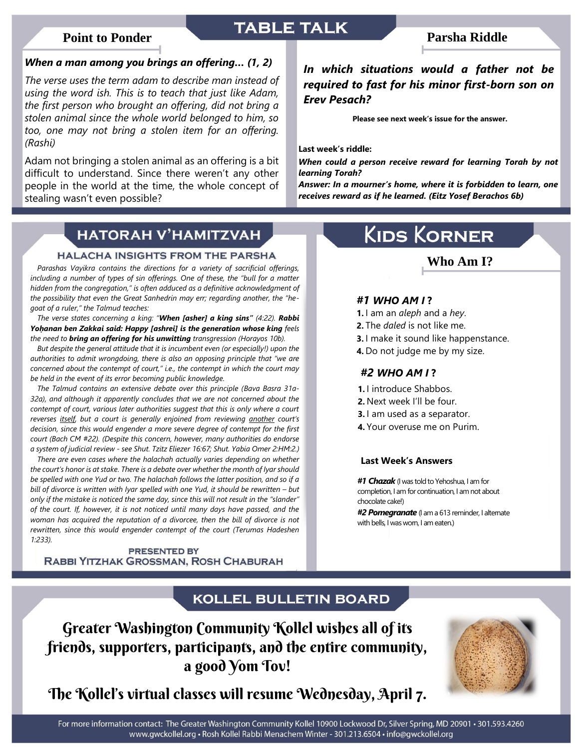# TABLE TALK

## Point to Ponder

***When a man among you brings an offering... (1, 2)***

*The verse uses the term adam to describe man instead of using the word ish. This is to teach that just like Adam, the first person who brought an offering, did not bring a stolen animal since the whole world belonged to him, so too, one may not bring a stolen item for an offering. (Rashi)*

Adam not bringing a stolen animal as an offering is a bit difficult to understand. Since there weren't any other people in the world at the time, the whole concept of stealing wasn't even possible?

## Parsha Riddle

***In which situations would a father not be required to fast for his minor first-born son on Erev Pesach?***

**Please see next week's issue for the answer.**

**Last week's riddle:**

***When could a person receive reward for learning Torah by not learning Torah?***

***Answer: In a mourner's home, where it is forbidden to learn, one receives reward as if he learned. (Eitz Yosef Berachos 6b)***

# HATORAH V'HAMITZVAH

## HALACHA INSIGHTS FROM THE PARSHA

*Parashas Vayikra contains the directions for a variety of sacrificial offerings, including a number of types of sin offerings. One of these, the "bull for a matter hidden from the congregation," is often adduced as a definitive acknowledgment of the possibility that even the Great Sanhedrin may err; regarding another, the "he-goat of a ruler," the Talmud teaches:*

*The verse states concerning a king: "**When [asher] a king sins"** (4:22). **Rabbi Yoḥanan ben Zakkai said: Happy [ashrei] is the generation whose king** feels the need to **bring an offering for his unwitting** transgression (Horayos 10b).*

*But despite the general attitude that it is incumbent even (or especially!) upon the authorities to admit wrongdoing, there is also an opposing principle that "we are concerned about the contempt of court," i.e., the contempt in which the court may be held in the event of its error becoming public knowledge.*

*The Talmud contains an extensive debate over this principle (Bava Basra 31a-32a), and although it apparently concludes that we are not concerned about the contempt of court, various later authorities suggest that this is only where a court reverses itself, but a court is generally enjoined from reviewing another court's decision, since this would engender a more severe degree of contempt for the first court (Bach CM #22). (Despite this concern, however, many authorities do endorse a system of judicial review - see Shut. Tzitz Eliezer 16:67; Shut. Yabia Omer 2:HM:2.)*

*There are even cases where the halachah actually varies depending on whether the court's honor is at stake. There is a debate over whether the month of Iyar should be spelled with one Yud or two. The halachah follows the latter position, and so if a bill of divorce is written with Iyar spelled with one Yud, it should be rewritten – but only if the mistake is noticed the same day, since this will not result in the "slander" of the court. If, however, it is not noticed until many days have passed, and the woman has acquired the reputation of a divorcee, then the bill of divorce is not rewritten, since this would engender contempt of the court (Terumas Hadeshen 1:233).*

PRESENTED BY
RABBI YITZHAK GROSSMAN, ROSH CHABURAH

# KIDS KORNER

## Who Am I?

### #1 WHO AM I ?

1. I am an *aleph* and a *hey*.
2. The *daled* is not like me.
3. I make it sound like happenstance.
4. Do not judge me by my size.

### #2 WHO AM I ?

1. I introduce Shabbos.
2. Next week I'll be four.
3. I am used as a separator.
4. Your overuse me on Purim.

**Last Week's Answers**

***#1 Chazak*** (I was told to Yehoshua, I am for completion, I am for continuation, I am not about chocolate cake!)

***#2 Pomegranate*** (I am a 613 reminder, I alternate with bells, I was worn, I am eaten.)

# KOLLEL BULLETIN BOARD

Greater Washington Community Kollel wishes all of its friends, supporters, participants, and the entire community, a good Yom Tov!

The Kollel's virtual classes will resume Wednesday, April 7.

For more information contact: The Greater Washington Community Kollel 10900 Lockwood Dr, Silver Spring, MD 20901 • 301.593.4260
www.gwckollel.org • Rosh Kollel Rabbi Menachem Winter - 301.213.6504 • info@gwckollel.org